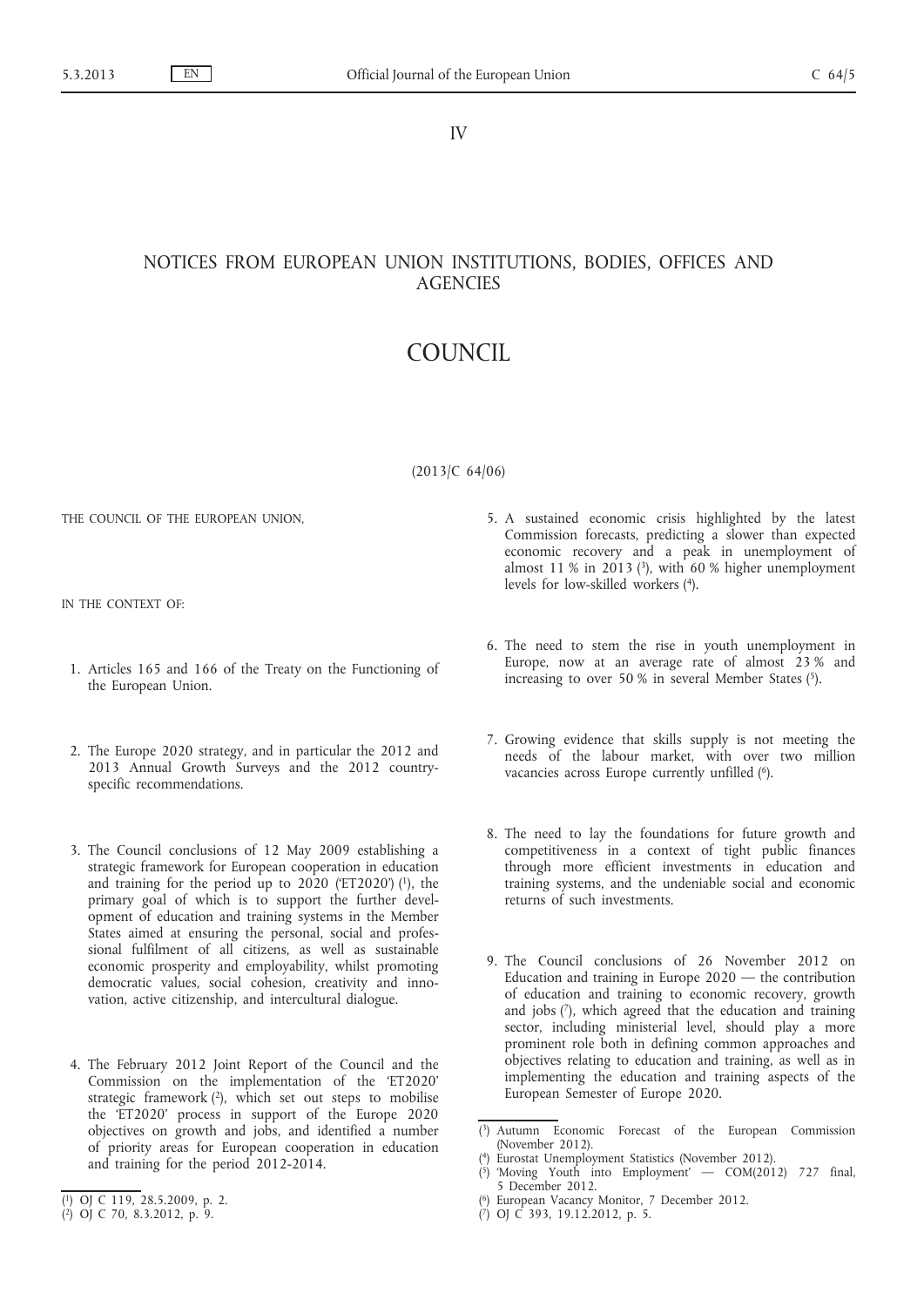IV

## NOTICES FROM EUROPEAN UNION INSTITUTIONS, BODIES, OFFICES AND AGENCIES

# COUNCIL

(2013/C 64/06)

THE COUNCIL OF THE EUROPEAN UNION,

IN THE CONTEXT OF:

1. Articles 165 and 166 of the Treaty on the Functioning of the European Union.

2. The Europe 2020 strategy, and in particular the 2012 and 2013 Annual Growth Surveys and the 2012 country-specific recommendations.

3. The Council conclusions of 12 May 2009 establishing a strategic framework for European cooperation in education and training for the period up to 2020 ('ET2020') [1], the primary goal of which is to support the further development of education and training systems in the Member States aimed at ensuring the personal, social and professional fulfilment of all citizens, as well as sustainable economic prosperity and employability, whilst promoting democratic values, social cohesion, creativity and innovation, active citizenship, and intercultural dialogue.

4. The February 2012 Joint Report of the Council and the Commission on the implementation of the 'ET2020' strategic framework [2], which set out steps to mobilise the 'ET2020' process in support of the Europe 2020 objectives on growth and jobs, and identified a number of priority areas for European cooperation in education and training for the period 2012-2014.

5. A sustained economic crisis highlighted by the latest Commission forecasts, predicting a slower than expected economic recovery and a peak in unemployment of almost 11 % in 2013 [3], with 60 % higher unemployment levels for low-skilled workers [4].

6. The need to stem the rise in youth unemployment in Europe, now at an average rate of almost 23 % and increasing to over 50 % in several Member States [5].

7. Growing evidence that skills supply is not meeting the needs of the labour market, with over two million vacancies across Europe currently unfilled [6].

8. The need to lay the foundations for future growth and competitiveness in a context of tight public finances through more efficient investments in education and training systems, and the undeniable social and economic returns of such investments.

9. The Council conclusions of 26 November 2012 on Education and training in Europe 2020 — the contribution of education and training to economic recovery, growth and jobs [7], which agreed that the education and training sector, including ministerial level, should play a more prominent role both in defining common approaches and objectives relating to education and training, as well as in implementing the education and training aspects of the European Semester of Europe 2020.

---

[1] OJ C 119, 28.5.2009, p. 2.

[2] OJ C 70, 8.3.2012, p. 9.

[3] Autumn Economic Forecast of the European Commission (November 2012).

[4] Eurostat Unemployment Statistics (November 2012).

[5] 'Moving Youth into Employment' — COM(2012) 727 final, 5 December 2012.

[6] European Vacancy Monitor, 7 December 2012.

[7] OJ C 393, 19.12.2012, p. 5.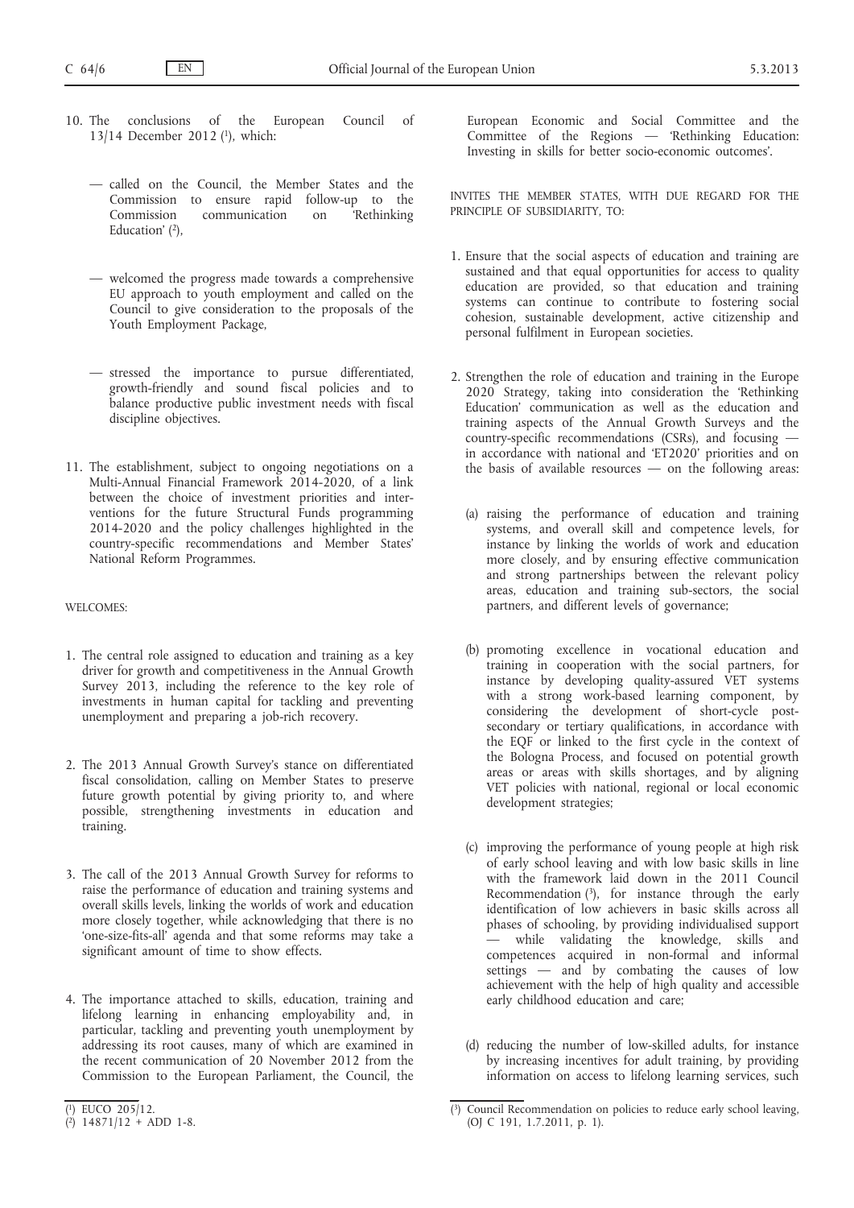10. The conclusions of the European Council of 13/14 December 2012 [1], which:

    — called on the Council, the Member States and the Commission to ensure rapid follow-up to the Commission communication on 'Rethinking Education' [2],

    — welcomed the progress made towards a comprehensive EU approach to youth employment and called on the Council to give consideration to the proposals of the Youth Employment Package,

    — stressed the importance to pursue differentiated, growth-friendly and sound fiscal policies and to balance productive public investment needs with fiscal discipline objectives.

11. The establishment, subject to ongoing negotiations on a Multi-Annual Financial Framework 2014-2020, of a link between the choice of investment priorities and interventions for the future Structural Funds programming 2014-2020 and the policy challenges highlighted in the country-specific recommendations and Member States' National Reform Programmes.

WELCOMES:

1. The central role assigned to education and training as a key driver for growth and competitiveness in the Annual Growth Survey 2013, including the reference to the key role of investments in human capital for tackling and preventing unemployment and preparing a job-rich recovery.

2. The 2013 Annual Growth Survey's stance on differentiated fiscal consolidation, calling on Member States to preserve future growth potential by giving priority to, and where possible, strengthening investments in education and training.

3. The call of the 2013 Annual Growth Survey for reforms to raise the performance of education and training systems and overall skills levels, linking the worlds of work and education more closely together, while acknowledging that there is no 'one-size-fits-all' agenda and that some reforms may take a significant amount of time to show effects.

4. The importance attached to skills, education, training and lifelong learning in enhancing employability and, in particular, tackling and preventing youth unemployment by addressing its root causes, many of which are examined in the recent communication of 20 November 2012 from the Commission to the European Parliament, the Council, the European Economic and Social Committee and the Committee of the Regions — 'Rethinking Education: Investing in skills for better socio-economic outcomes'.

INVITES THE MEMBER STATES, WITH DUE REGARD FOR THE PRINCIPLE OF SUBSIDIARITY, TO:

1. Ensure that the social aspects of education and training are sustained and that equal opportunities for access to quality education are provided, so that education and training systems can continue to contribute to fostering social cohesion, sustainable development, active citizenship and personal fulfilment in European societies.

2. Strengthen the role of education and training in the Europe 2020 Strategy, taking into consideration the 'Rethinking Education' communication as well as the education and training aspects of the Annual Growth Surveys and the country-specific recommendations (CSRs), and focusing — in accordance with national and 'ET2020' priorities and on the basis of available resources — on the following areas:

   (a) raising the performance of education and training systems, and overall skill and competence levels, for instance by linking the worlds of work and education more closely, and by ensuring effective communication and strong partnerships between the relevant policy areas, education and training sub-sectors, the social partners, and different levels of governance;

   (b) promoting excellence in vocational education and training in cooperation with the social partners, for instance by developing quality-assured VET systems with a strong work-based learning component, by considering the development of short-cycle post-secondary or tertiary qualifications, in accordance with the EQF or linked to the first cycle in the context of the Bologna Process, and focused on potential growth areas or areas with skills shortages, and by aligning VET policies with national, regional or local economic development strategies;

   (c) improving the performance of young people at high risk of early school leaving and with low basic skills in line with the framework laid down in the 2011 Council Recommendation [3], for instance through the early identification of low achievers in basic skills across all phases of schooling, by providing individualised support — while validating the knowledge, skills and competences acquired in non-formal and informal settings — and by combating the causes of low achievement with the help of high quality and accessible early childhood education and care;

   (d) reducing the number of low-skilled adults, for instance by increasing incentives for adult training, by providing information on access to lifelong learning services, such

---

[1] EUCO 205/12.

[2] 14871/12 + ADD 1-8.

[3] Council Recommendation on policies to reduce early school leaving, (OJ C 191, 1.7.2011, p. 1).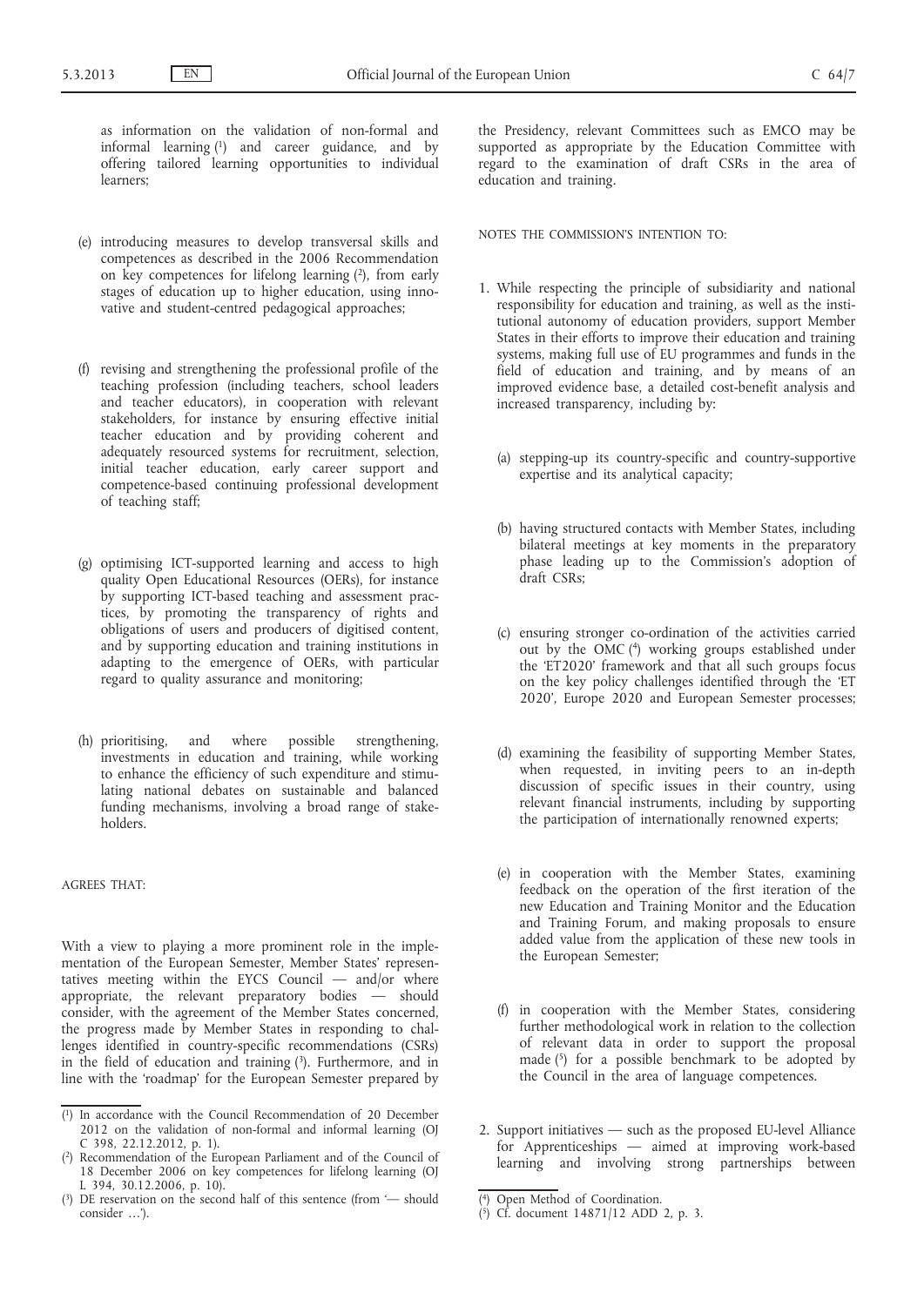as information on the validation of non-formal and informal learning [1] and career guidance, and by offering tailored learning opportunities to individual learners;

(e) introducing measures to develop transversal skills and competences as described in the 2006 Recommendation on key competences for lifelong learning [2], from early stages of education up to higher education, using innovative and student-centred pedagogical approaches;

(f) revising and strengthening the professional profile of the teaching profession (including teachers, school leaders and teacher educators), in cooperation with relevant stakeholders, for instance by ensuring effective initial teacher education and by providing coherent and adequately resourced systems for recruitment, selection, initial teacher education, early career support and competence-based continuing professional development of teaching staff;

(g) optimising ICT-supported learning and access to high quality Open Educational Resources (OERs), for instance by supporting ICT-based teaching and assessment practices, by promoting the transparency of rights and obligations of users and producers of digitised content, and by supporting education and training institutions in adapting to the emergence of OERs, with particular regard to quality assurance and monitoring;

(h) prioritising, and where possible strengthening, investments in education and training, while working to enhance the efficiency of such expenditure and stimulating national debates on sustainable and balanced funding mechanisms, involving a broad range of stakeholders.

AGREES THAT:

With a view to playing a more prominent role in the implementation of the European Semester, Member States' representatives meeting within the EYCS Council — and/or where appropriate, the relevant preparatory bodies — should consider, with the agreement of the Member States concerned, the progress made by Member States in responding to challenges identified in country-specific recommendations (CSRs) in the field of education and training [3]. Furthermore, and in line with the 'roadmap' for the European Semester prepared by the Presidency, relevant Committees such as EMCO may be supported as appropriate by the Education Committee with regard to the examination of draft CSRs in the area of education and training.

NOTES THE COMMISSION'S INTENTION TO:

1. While respecting the principle of subsidiarity and national responsibility for education and training, as well as the institutional autonomy of education providers, support Member States in their efforts to improve their education and training systems, making full use of EU programmes and funds in the field of education and training, and by means of an improved evidence base, a detailed cost-benefit analysis and increased transparency, including by:

   (a) stepping-up its country-specific and country-supportive expertise and its analytical capacity;

   (b) having structured contacts with Member States, including bilateral meetings at key moments in the preparatory phase leading up to the Commission's adoption of draft CSRs;

   (c) ensuring stronger co-ordination of the activities carried out by the OMC [4] working groups established under the 'ET2020' framework and that all such groups focus on the key policy challenges identified through the 'ET 2020', Europe 2020 and European Semester processes;

   (d) examining the feasibility of supporting Member States, when requested, in inviting peers to an in-depth discussion of specific issues in their country, using relevant financial instruments, including by supporting the participation of internationally renowned experts;

   (e) in cooperation with the Member States, examining feedback on the operation of the first iteration of the new Education and Training Monitor and the Education and Training Forum, and making proposals to ensure added value from the application of these new tools in the European Semester;

   (f) in cooperation with the Member States, considering further methodological work in relation to the collection of relevant data in order to support the proposal made [5] for a possible benchmark to be adopted by the Council in the area of language competences.

2. Support initiatives — such as the proposed EU-level Alliance for Apprenticeships — aimed at improving work-based learning and involving strong partnerships between

---

[1] In accordance with the Council Recommendation of 20 December 2012 on the validation of non-formal and informal learning (OJ C 398, 22.12.2012, p. 1).

[2] Recommendation of the European Parliament and of the Council of 18 December 2006 on key competences for lifelong learning (OJ L 394, 30.12.2006, p. 10).

[3] DE reservation on the second half of this sentence (from '— should consider …').

[4] Open Method of Coordination.

[5] Cf. document 14871/12 ADD 2, p. 3.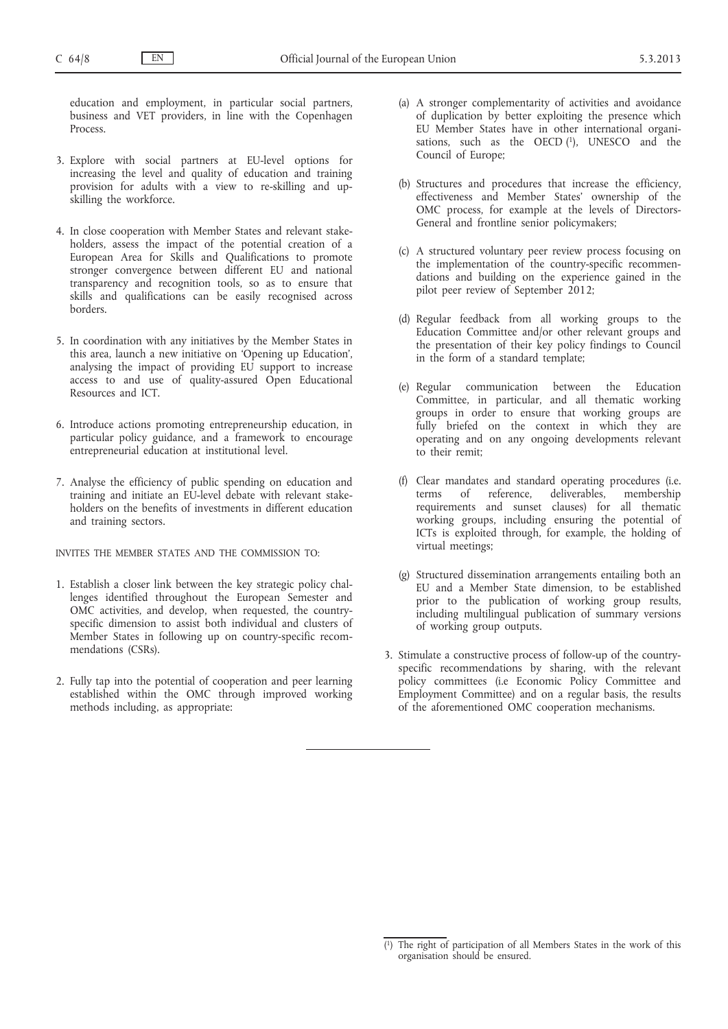education and employment, in particular social partners, business and VET providers, in line with the Copenhagen Process.

3. Explore with social partners at EU-level options for increasing the level and quality of education and training provision for adults with a view to re-skilling and up-skilling the workforce.

4. In close cooperation with Member States and relevant stakeholders, assess the impact of the potential creation of a European Area for Skills and Qualifications to promote stronger convergence between different EU and national transparency and recognition tools, so as to ensure that skills and qualifications can be easily recognised across borders.

5. In coordination with any initiatives by the Member States in this area, launch a new initiative on 'Opening up Education', analysing the impact of providing EU support to increase access to and use of quality-assured Open Educational Resources and ICT.

6. Introduce actions promoting entrepreneurship education, in particular policy guidance, and a framework to encourage entrepreneurial education at institutional level.

7. Analyse the efficiency of public spending on education and training and initiate an EU-level debate with relevant stakeholders on the benefits of investments in different education and training sectors.

INVITES THE MEMBER STATES AND THE COMMISSION TO:

1. Establish a closer link between the key strategic policy challenges identified throughout the European Semester and OMC activities, and develop, when requested, the country-specific dimension to assist both individual and clusters of Member States in following up on country-specific recommendations (CSRs).

2. Fully tap into the potential of cooperation and peer learning established within the OMC through improved working methods including, as appropriate:

   (a) A stronger complementarity of activities and avoidance of duplication by better exploiting the presence which EU Member States have in other international organisations, such as the OECD [1], UNESCO and the Council of Europe;

   (b) Structures and procedures that increase the efficiency, effectiveness and Member States' ownership of the OMC process, for example at the levels of Directors-General and frontline senior policymakers;

   (c) A structured voluntary peer review process focusing on the implementation of the country-specific recommendations and building on the experience gained in the pilot peer review of September 2012;

   (d) Regular feedback from all working groups to the Education Committee and/or other relevant groups and the presentation of their key policy findings to Council in the form of a standard template;

   (e) Regular communication between the Education Committee, in particular, and all thematic working groups in order to ensure that working groups are fully briefed on the context in which they are operating and on any ongoing developments relevant to their remit;

   (f) Clear mandates and standard operating procedures (i.e. terms of reference, deliverables, membership requirements and sunset clauses) for all thematic working groups, including ensuring the potential of ICTs is exploited through, for example, the holding of virtual meetings;

   (g) Structured dissemination arrangements entailing both an EU and a Member State dimension, to be established prior to the publication of working group results, including multilingual publication of summary versions of working group outputs.

3. Stimulate a constructive process of follow-up of the country-specific recommendations by sharing, with the relevant policy committees (i.e Economic Policy Committee and Employment Committee) and on a regular basis, the results of the aforementioned OMC cooperation mechanisms.

---

[1] The right of participation of all Members States in the work of this organisation should be ensured.